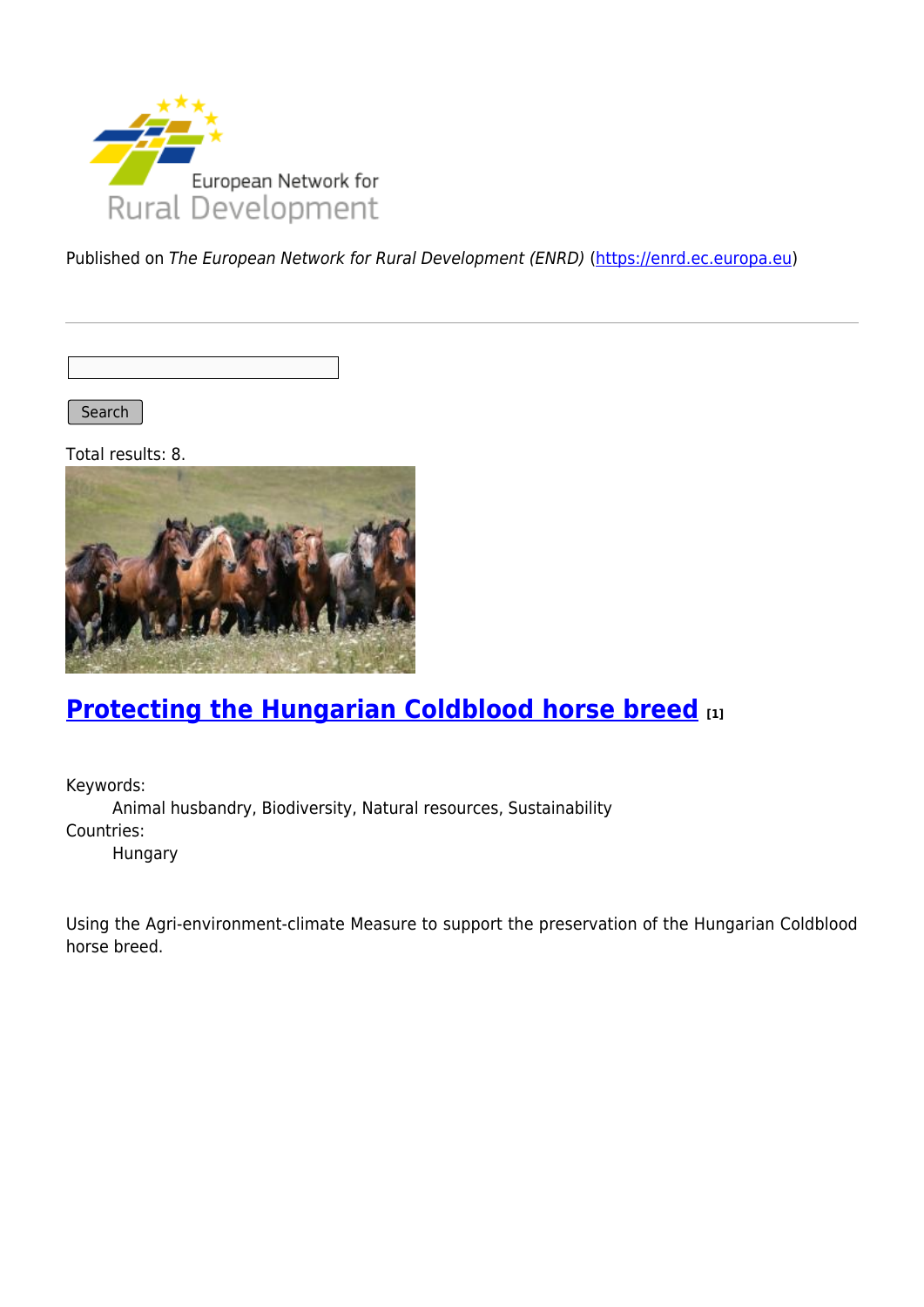European Network for Rural Development

Published on *The European Network for Rural Development (ENRD)* (https://enrd.ec.europa.eu)

Search

Total results: 8.

## Protecting the Hungarian Coldblood horse breed [1]

Keywords:
: Animal husbandry, Biodiversity, Natural resources, Sustainability

Countries:
: Hungary

Using the Agri-environment-climate Measure to support the preservation of the Hungarian Coldblood horse breed.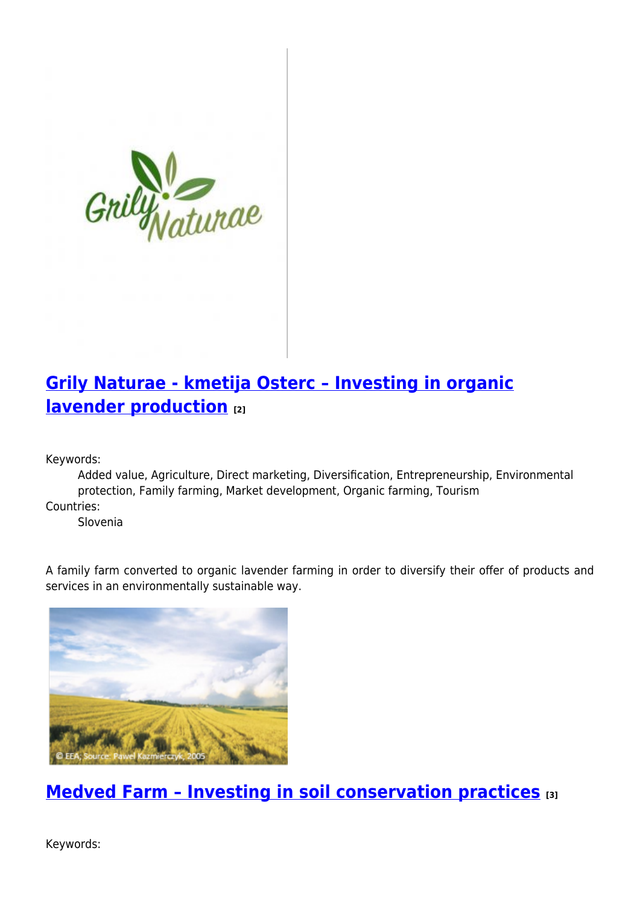## Grily Naturae - kmetija Osterc – Investing in organic lavender production [2]

Keywords:
: Added value, Agriculture, Direct marketing, Diversification, Entrepreneurship, Environmental protection, Family farming, Market development, Organic farming, Tourism

Countries:
: Slovenia

A family farm converted to organic lavender farming in order to diversify their offer of products and services in an environmentally sustainable way.

## Medved Farm – Investing in soil conservation practices [3]

Keywords: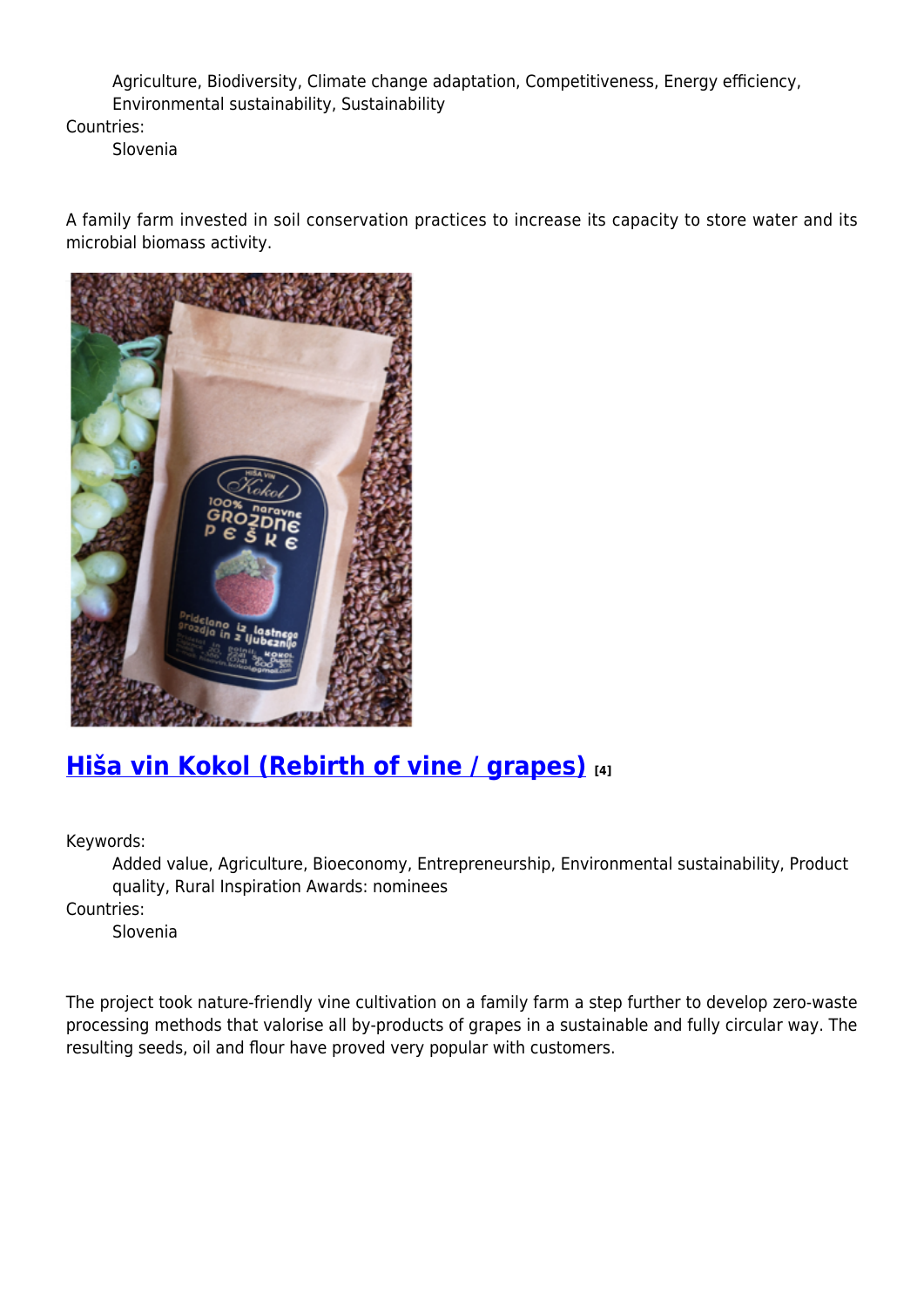Agriculture, Biodiversity, Climate change adaptation, Competitiveness, Energy efficiency, Environmental sustainability, Sustainability

Countries:
: Slovenia

A family farm invested in soil conservation practices to increase its capacity to store water and its microbial biomass activity.

## [Hiša vin Kokol (Rebirth of vine / grapes)](#) [4]

Keywords:
: Added value, Agriculture, Bioeconomy, Entrepreneurship, Environmental sustainability, Product quality, Rural Inspiration Awards: nominees

Countries:
: Slovenia

The project took nature-friendly vine cultivation on a family farm a step further to develop zero-waste processing methods that valorise all by-products of grapes in a sustainable and fully circular way. The resulting seeds, oil and flour have proved very popular with customers.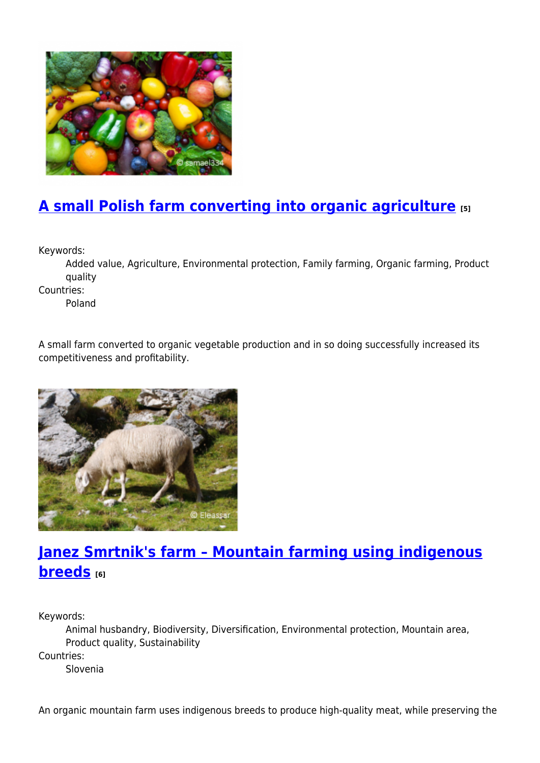## [A small Polish farm converting into organic agriculture](#) [5]

Keywords:

Added value, Agriculture, Environmental protection, Family farming, Organic farming, Product quality

Countries:

Poland

A small farm converted to organic vegetable production and in so doing successfully increased its competitiveness and profitability.

## [Janez Smrtnik's farm – Mountain farming using indigenous breeds](#) [6]

Keywords:

Animal husbandry, Biodiversity, Diversification, Environmental protection, Mountain area, Product quality, Sustainability

Countries:

Slovenia

An organic mountain farm uses indigenous breeds to produce high-quality meat, while preserving the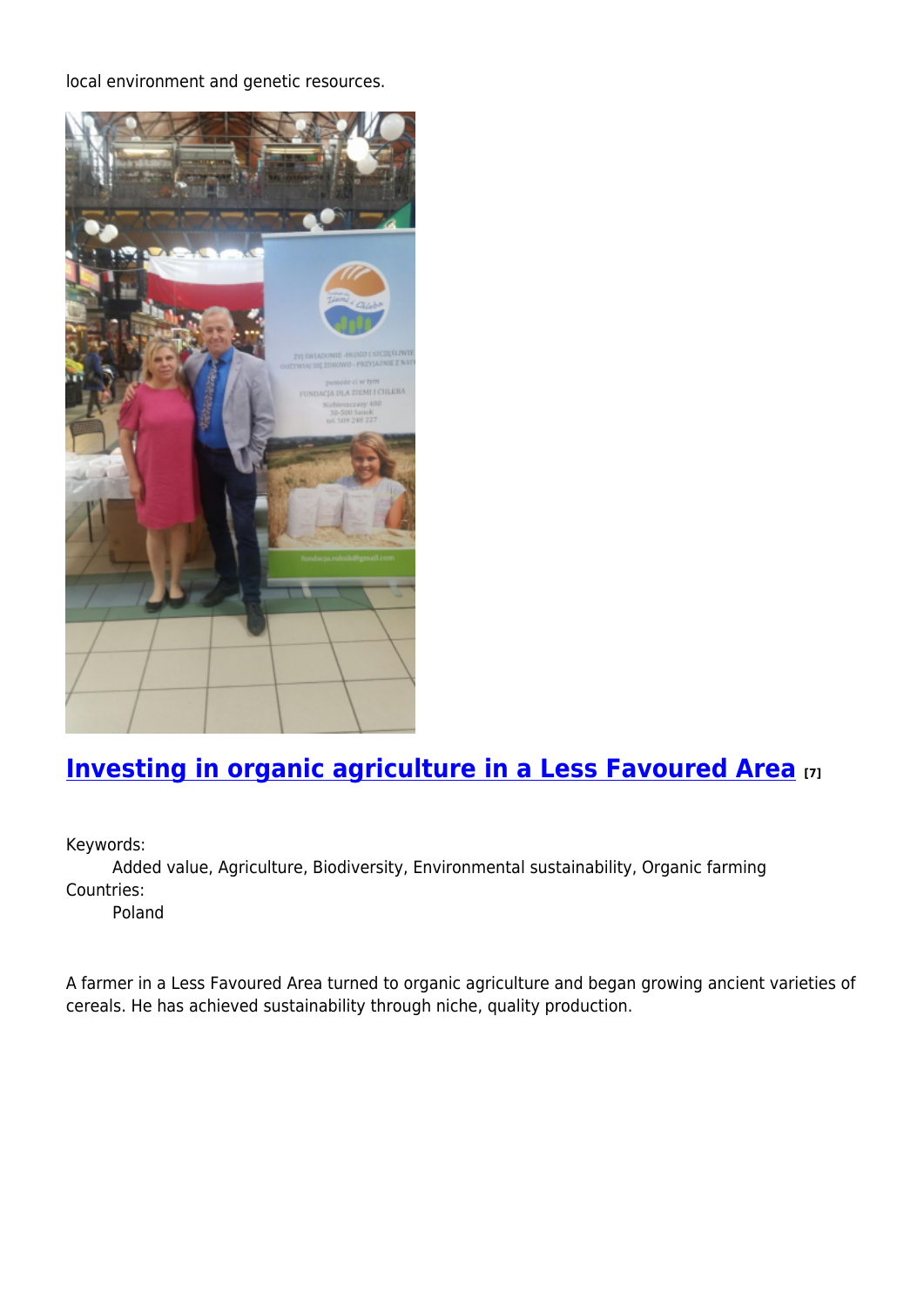local environment and genetic resources.

## [Investing in organic agriculture in a Less Favoured Area](#) [7]

Keywords:

Added value, Agriculture, Biodiversity, Environmental sustainability, Organic farming

Countries:

Poland

A farmer in a Less Favoured Area turned to organic agriculture and began growing ancient varieties of cereals. He has achieved sustainability through niche, quality production.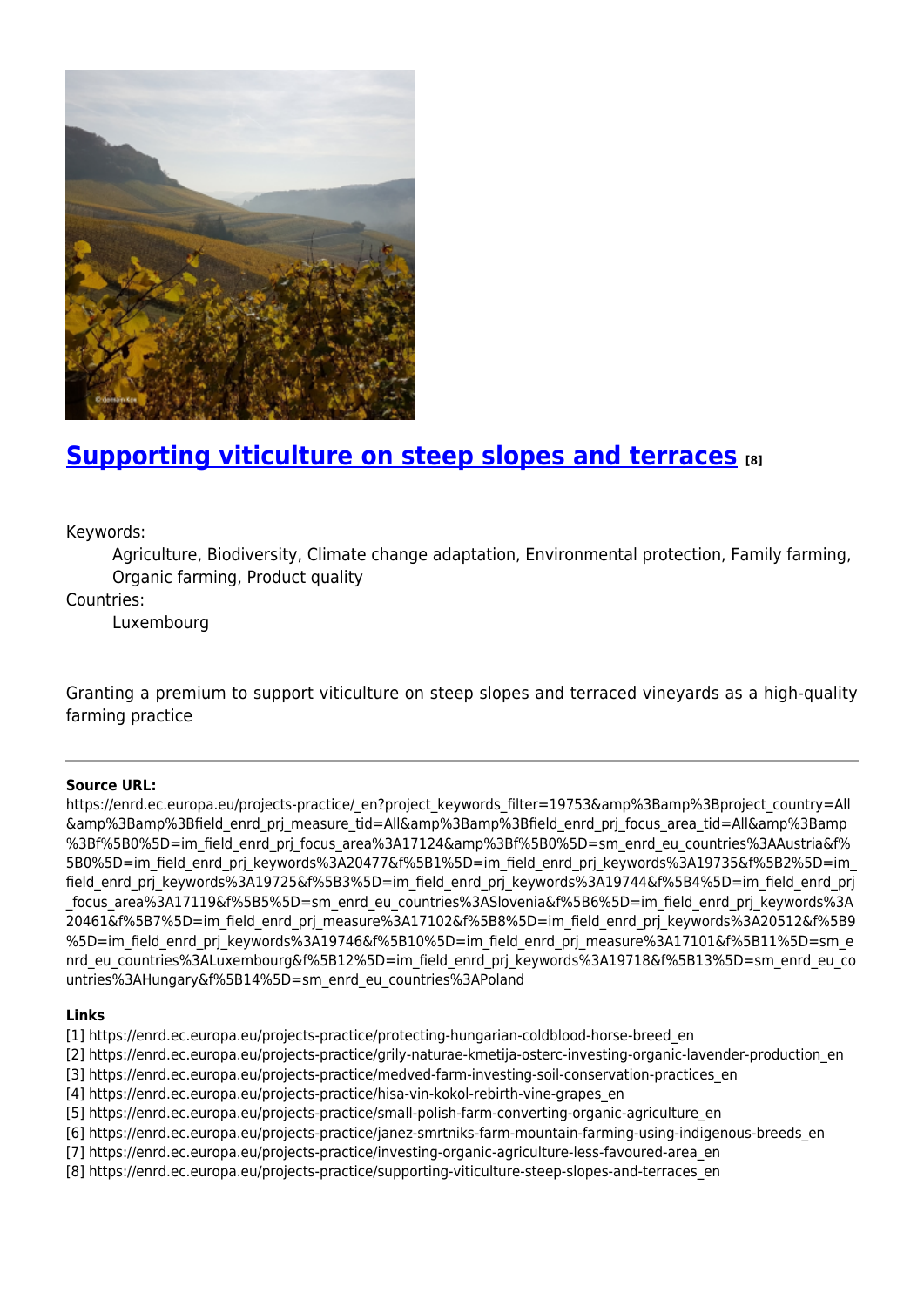## [Supporting viticulture on steep slopes and terraces](https://enrd.ec.europa.eu/projects-practice/supporting-viticulture-steep-slopes-and-terraces_en) [8]

Keywords:
: Agriculture, Biodiversity, Climate change adaptation, Environmental protection, Family farming, Organic farming, Product quality

Countries:
: Luxembourg

Granting a premium to support viticulture on steep slopes and terraced vineyards as a high-quality farming practice

---

**Source URL:**
https://enrd.ec.europa.eu/projects-practice/_en?project_keywords_filter=19753&amp%3Bamp%3Bproject_country=All&amp%3Bamp%3Bfield_enrd_prj_measure_tid=All&amp%3Bamp%3Bfield_enrd_prj_focus_area_tid=All&amp%3Bamp%3Bf%5B0%5D=im_field_enrd_prj_focus_area%3A17124&amp%3Bf%5B0%5D=sm_enrd_eu_countries%3AAustria&f%5B0%5D=im_field_enrd_prj_keywords%3A20477&f%5B1%5D=im_field_enrd_prj_keywords%3A19735&f%5B2%5D=im_field_enrd_prj_keywords%3A19725&f%5B3%5D=im_field_enrd_prj_keywords%3A19744&f%5B4%5D=im_field_enrd_prj_focus_area%3A17119&f%5B5%5D=sm_enrd_eu_countries%3ASlovenia&f%5B6%5D=im_field_enrd_prj_keywords%3A20461&f%5B7%5D=im_field_enrd_prj_measure%3A17102&f%5B8%5D=im_field_enrd_prj_keywords%3A20512&f%5B9%5D=im_field_enrd_prj_keywords%3A19746&f%5B10%5D=im_field_enrd_prj_measure%3A17101&f%5B11%5D=sm_enrd_eu_countries%3ALuxembourg&f%5B12%5D=im_field_enrd_prj_keywords%3A19718&f%5B13%5D=sm_enrd_eu_countries%3AHungary&f%5B14%5D=sm_enrd_eu_countries%3APoland

**Links**
[1] https://enrd.ec.europa.eu/projects-practice/protecting-hungarian-coldblood-horse-breed_en
[2] https://enrd.ec.europa.eu/projects-practice/grily-naturae-kmetija-osterc-investing-organic-lavender-production_en
[3] https://enrd.ec.europa.eu/projects-practice/medved-farm-investing-soil-conservation-practices_en
[4] https://enrd.ec.europa.eu/projects-practice/hisa-vin-kokol-rebirth-vine-grapes_en
[5] https://enrd.ec.europa.eu/projects-practice/small-polish-farm-converting-organic-agriculture_en
[6] https://enrd.ec.europa.eu/projects-practice/janez-smrtniks-farm-mountain-farming-using-indigenous-breeds_en
[7] https://enrd.ec.europa.eu/projects-practice/investing-organic-agriculture-less-favoured-area_en
[8] https://enrd.ec.europa.eu/projects-practice/supporting-viticulture-steep-slopes-and-terraces_en